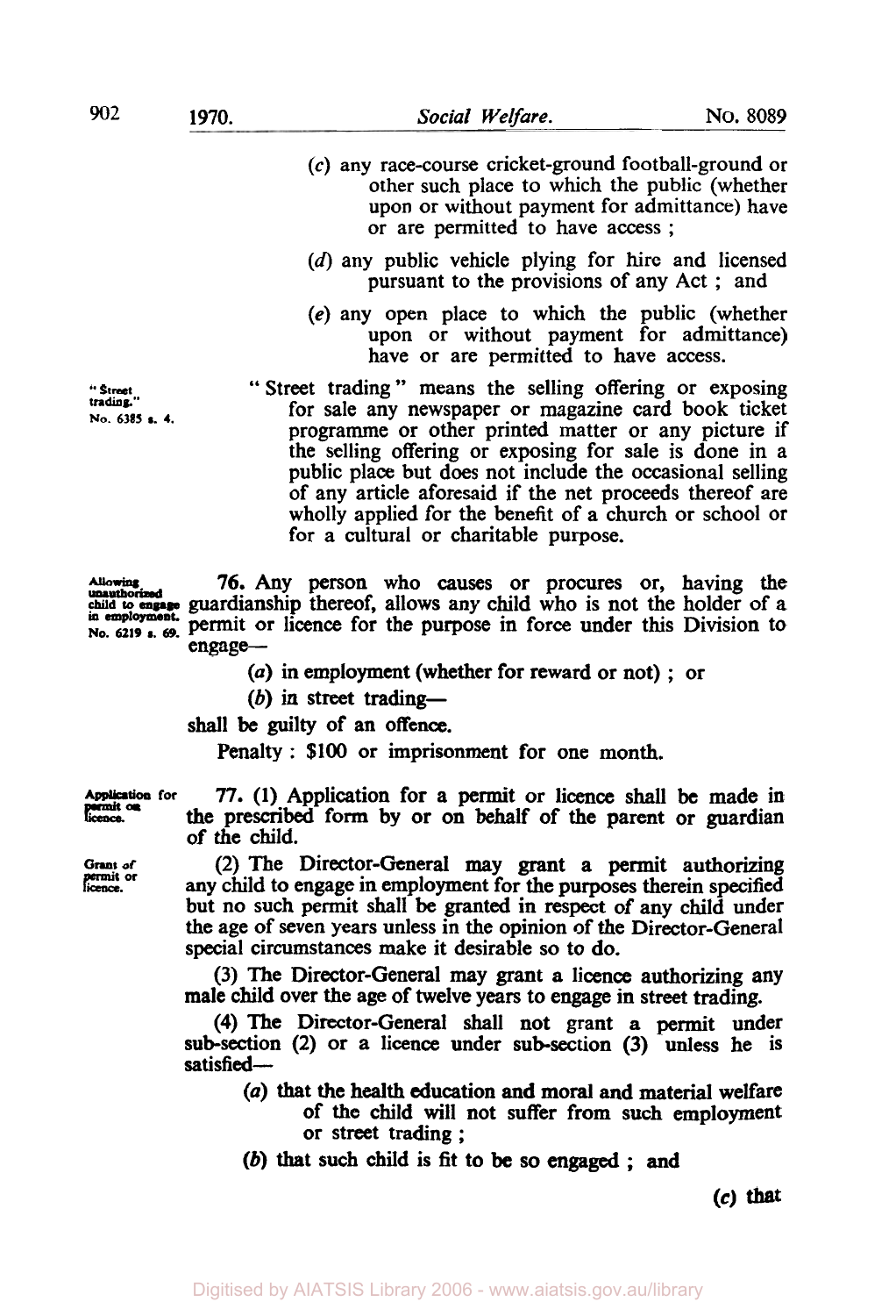(*c*) any race-course cricket-ground football-ground or other such place to which the public (whether upon or without payment for admittance) have or are permitted to have access ;

(*d*) any public vehicle plying for hire and licensed pursuant to the provisions of any Act ; and

(*e*) any open place to which the public (whether upon or without payment for admittance) have or are permitted to have access.

"Street trading." No. 6385 s. 4.

"Street trading" means the selling offering or exposing for sale any newspaper or magazine card book ticket programme or other printed matter or any picture if the selling offering or exposing for sale is done in a public place but does not include the occasional selling of any article aforesaid if the net proceeds thereof are wholly applied for the benefit of a church or school or for a cultural or charitable purpose.

Allowing unauthorized child to engage in employment. No. 6219 s. 69.

**76.** Any person who causes or procures or, having the guardianship thereof, allows any child who is not the holder of a permit or licence for the purpose in force under this Division to engage—

(*a*) in employment (whether for reward or not) ; or

(*b*) in street trading—

shall be guilty of an offence.

Penalty : $100 or imprisonment for one month.

Application for permit or licence.

**77.** (1) Application for a permit or licence shall be made in the prescribed form by or on behalf of the parent or guardian of the child.

Grant of permit or licence.

(2) The Director-General may grant a permit authorizing any child to engage in employment for the purposes therein specified but no such permit shall be granted in respect of any child under the age of seven years unless in the opinion of the Director-General special circumstances make it desirable so to do.

(3) The Director-General may grant a licence authorizing any male child over the age of twelve years to engage in street trading.

(4) The Director-General shall not grant a permit under sub-section (2) or a licence under sub-section (3) unless he is satisfied—

(*a*) that the health education and moral and material welfare of the child will not suffer from such employment or street trading ;

(*b*) that such child is fit to be so engaged ; and

(*c*) that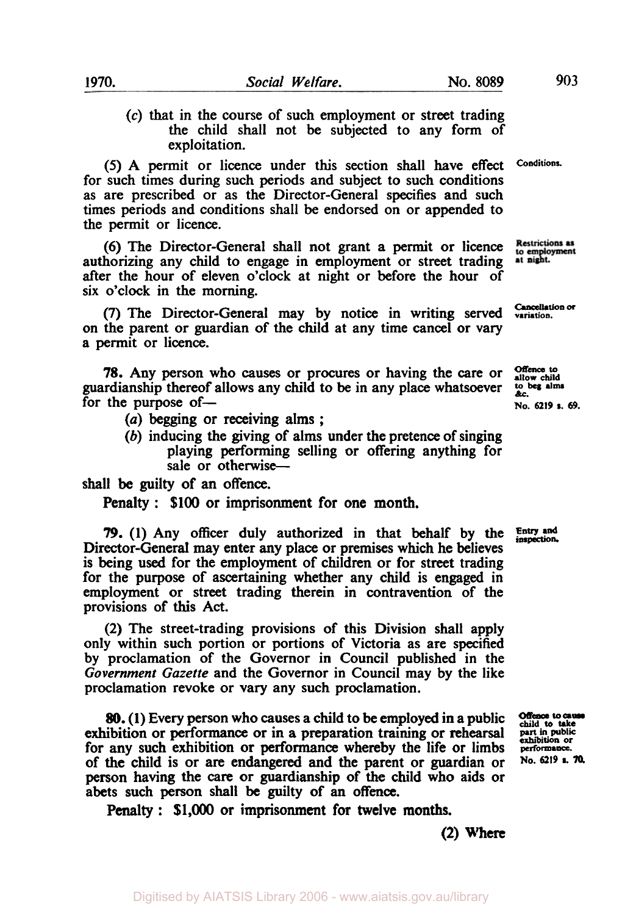(*c*) that in the course of such employment or street trading the child shall not be subjected to any form of exploitation.

Conditions.

(5) A permit or licence under this section shall have effect for such times during such periods and subject to such conditions as are prescribed or as the Director-General specifies and such times periods and conditions shall be endorsed on or appended to the permit or licence.

Restrictions as to employment at night.

(6) The Director-General shall not grant a permit or licence authorizing any child to engage in employment or street trading after the hour of eleven o'clock at night or before the hour of six o'clock in the morning.

Cancellation or variation.

(7) The Director-General may by notice in writing served on the parent or guardian of the child at any time cancel or vary a permit or licence.

Offence to allow child to beg alms &c. No. 6219 s. 69.

**78.** Any person who causes or procures or having the care or guardianship thereof allows any child to be in any place whatsoever for the purpose of—

(*a*) begging or receiving alms;

(*b*) inducing the giving of alms under the pretence of singing playing performing selling or offering anything for sale or otherwise—

shall be guilty of an offence.

**Penalty: $100 or imprisonment for one month.**

Entry and inspection.

**79.** (1) Any officer duly authorized in that behalf by the Director-General may enter any place or premises which he believes is being used for the employment of children or for street trading for the purpose of ascertaining whether any child is engaged in employment or street trading therein in contravention of the provisions of this Act.

(2) The street-trading provisions of this Division shall apply only within such portion or portions of Victoria as are specified by proclamation of the Governor in Council published in the *Government Gazette* and the Governor in Council may by the like proclamation revoke or vary any such proclamation.

Offence to cause child to take part in public exhibition or performance. No. 6219 s. 70.

**80.** (1) Every person who causes a child to be employed in a public exhibition or performance or in a preparation training or rehearsal for any such exhibition or performance whereby the life or limbs of the child is or are endangered and the parent or guardian or person having the care or guardianship of the child who aids or abets such person shall be guilty of an offence.

**Penalty: $1,000 or imprisonment for twelve months.**

**(2) Where**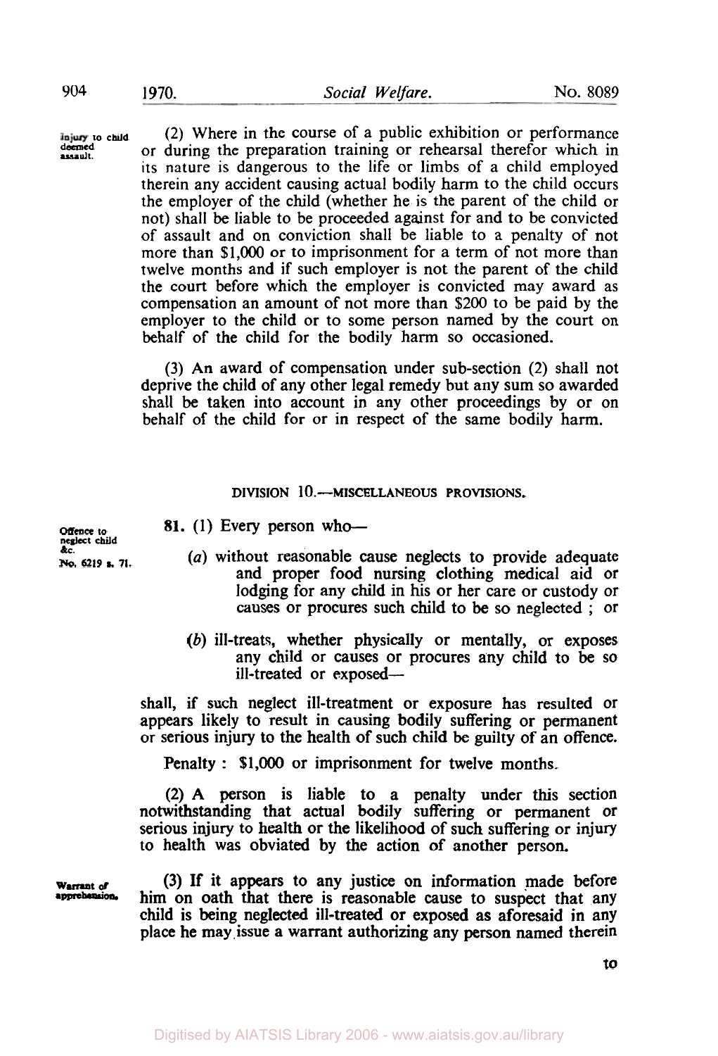Injury to child deemed assault.

(2) Where in the course of a public exhibition or performance or during the preparation training or rehearsal therefor which in its nature is dangerous to the life or limbs of a child employed therein any accident causing actual bodily harm to the child occurs the employer of the child (whether he is the parent of the child or not) shall be liable to be proceeded against for and to be convicted of assault and on conviction shall be liable to a penalty of not more than $1,000 or to imprisonment for a term of not more than twelve months and if such employer is not the parent of the child the court before which the employer is convicted may award as compensation an amount of not more than $200 to be paid by the employer to the child or to some person named by the court on behalf of the child for the bodily harm so occasioned.

(3) An award of compensation under sub-section (2) shall not deprive the child of any other legal remedy but any sum so awarded shall be taken into account in any other proceedings by or on behalf of the child for or in respect of the same bodily harm.

## DIVISION 10.—MISCELLANEOUS PROVISIONS.

Offence to neglect child &c.
No. 6219 s. 71.

**81.** (1) Every person who—

(*a*) without reasonable cause neglects to provide adequate and proper food nursing clothing medical aid or lodging for any child in his or her care or custody or causes or procures such child to be so neglected ; or

(*b*) ill-treats, whether physically or mentally, or exposes any child or causes or procures any child to be so ill-treated or exposed—

shall, if such neglect ill-treatment or exposure has resulted or appears likely to result in causing bodily suffering or permanent or serious injury to the health of such child be guilty of an offence.

Penalty : $1,000 or imprisonment for twelve months.

(2) A person is liable to a penalty under this section notwithstanding that actual bodily suffering or permanent or serious injury to health or the likelihood of such suffering or injury to health was obviated by the action of another person.

Warrant of apprehension.

(3) If it appears to any justice on information made before him on oath that there is reasonable cause to suspect that any child is being neglected ill-treated or exposed as aforesaid in any place he may issue a warrant authorizing any person named therein to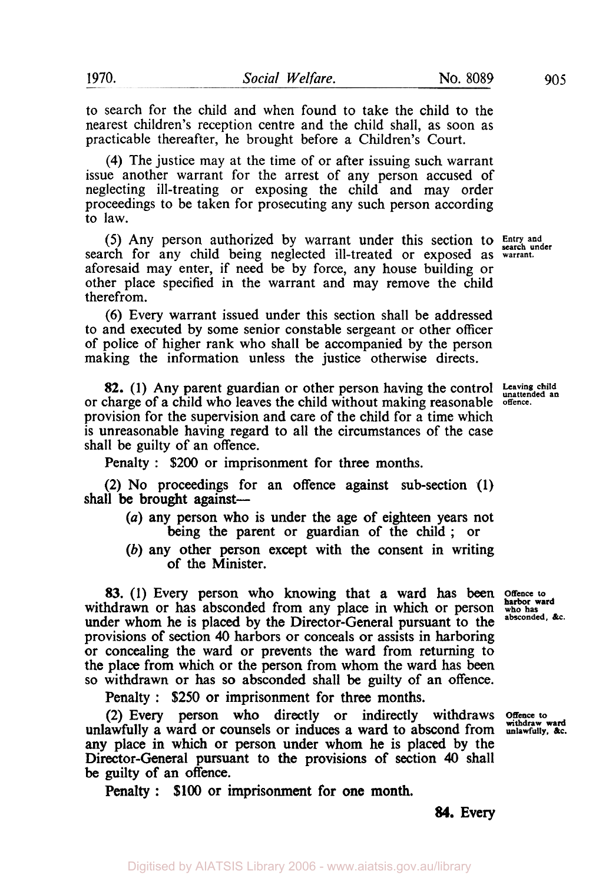to search for the child and when found to take the child to the nearest children's reception centre and the child shall, as soon as practicable thereafter, he brought before a Children's Court.

(4) The justice may at the time of or after issuing such warrant issue another warrant for the arrest of any person accused of neglecting ill-treating or exposing the child and may order proceedings to be taken for prosecuting any such person according to law.

*Entry and search under warrant.*

(5) Any person authorized by warrant under this section to search for any child being neglected ill-treated or exposed as aforesaid may enter, if need be by force, any house building or other place specified in the warrant and may remove the child therefrom.

(6) Every warrant issued under this section shall be addressed to and executed by some senior constable sergeant or other officer of police of higher rank who shall be accompanied by the person making the information unless the justice otherwise directs.

*Leaving child unattended an offence.*

**82.** (1) Any parent guardian or other person having the control or charge of a child who leaves the child without making reasonable provision for the supervision and care of the child for a time which is unreasonable having regard to all the circumstances of the case shall be guilty of an offence.

Penalty: $200 or imprisonment for three months.

(2) No proceedings for an offence against sub-section (1) shall be brought against—

(*a*) any person who is under the age of eighteen years not being the parent or guardian of the child; or

(*b*) any other person except with the consent in writing of the Minister.

*Offence to harbor ward who has absconded, &c.*

**83.** (1) Every person who knowing that a ward has been withdrawn or has absconded from any place in which or person under whom he is placed by the Director-General pursuant to the provisions of section 40 harbors or conceals or assists in harboring or concealing the ward or prevents the ward from returning to the place from which or the person from whom the ward has been so withdrawn or has so absconded shall be guilty of an offence.

Penalty: $250 or imprisonment for three months.

*Offence to withdraw ward unlawfully, &c.*

(2) Every person who directly or indirectly withdraws unlawfully a ward or counsels or induces a ward to abscond from any place in which or person under whom he is placed by the Director-General pursuant to the provisions of section 40 shall be guilty of an offence.

Penalty: $100 or imprisonment for one month.

**84.** Every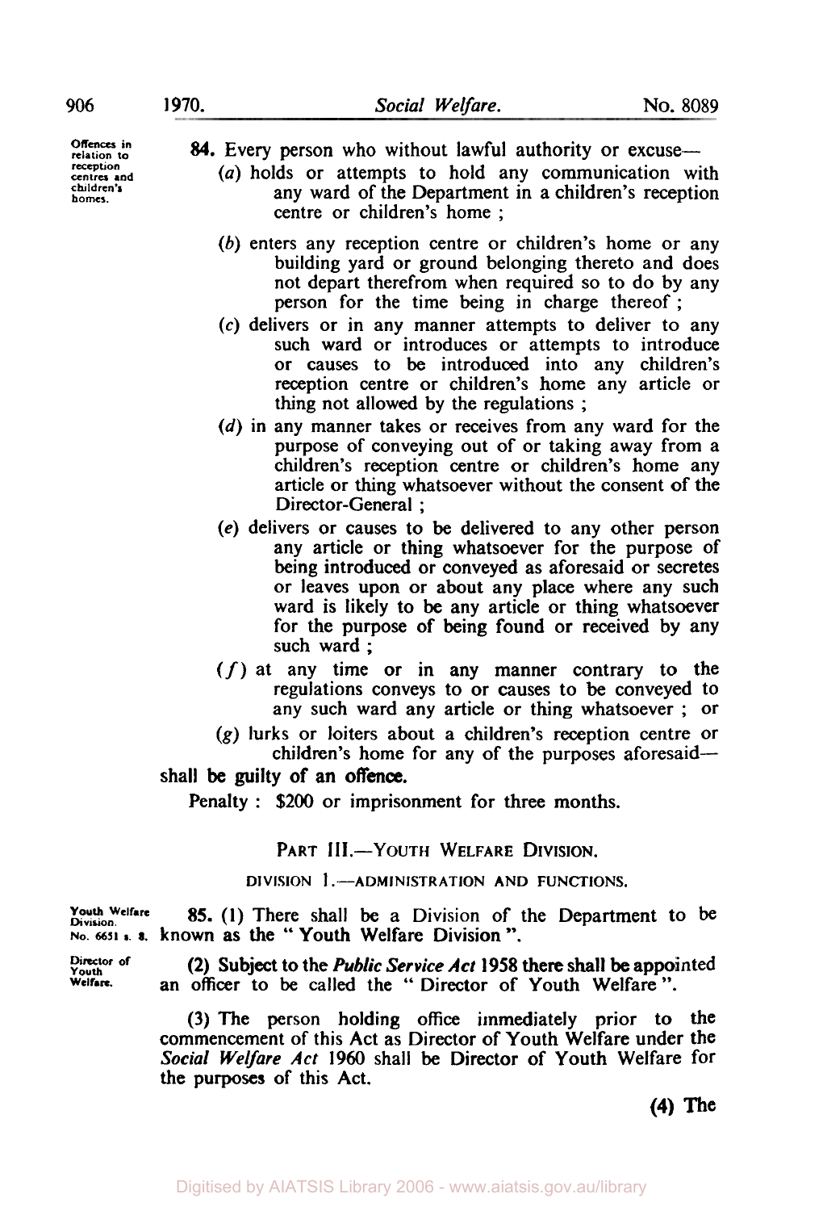*Offences in relation to reception centres and children's homes.*

**84.** Every person who without lawful authority or excuse—

(*a*) holds or attempts to hold any communication with any ward of the Department in a children's reception centre or children's home ;

(*b*) enters any reception centre or children's home or any building yard or ground belonging thereto and does not depart therefrom when required so to do by any person for the time being in charge thereof ;

(*c*) delivers or in any manner attempts to deliver to any such ward or introduces or attempts to introduce or causes to be introduced into any children's reception centre or children's home any article or thing not allowed by the regulations ;

(*d*) in any manner takes or receives from any ward for the purpose of conveying out of or taking away from a children's reception centre or children's home any article or thing whatsoever without the consent of the Director-General ;

(*e*) delivers or causes to be delivered to any other person any article or thing whatsoever for the purpose of being introduced or conveyed as aforesaid or secretes or leaves upon or about any place where any such ward is likely to be any article or thing whatsoever for the purpose of being found or received by any such ward ;

(*f*) at any time or in any manner contrary to the regulations conveys to or causes to be conveyed to any such ward any article or thing whatsoever ; or

(*g*) lurks or loiters about a children's reception centre or children's home for any of the purposes aforesaid—

shall be guilty of an offence.

Penalty : $200 or imprisonment for three months.

## PART III.—YOUTH WELFARE DIVISION.

### DIVISION 1.—ADMINISTRATION AND FUNCTIONS.

*Youth Welfare Division. No. 6651 s. 8.*

**85.** (1) There shall be a Division of the Department to be known as the " Youth Welfare Division ".

*Director of Youth Welfare.*

(2) Subject to the *Public Service Act* 1958 there shall be appointed an officer to be called the " Director of Youth Welfare ".

(3) The person holding office immediately prior to the commencement of this Act as Director of Youth Welfare under the *Social Welfare Act* 1960 shall be Director of Youth Welfare for the purposes of this Act.

(4) The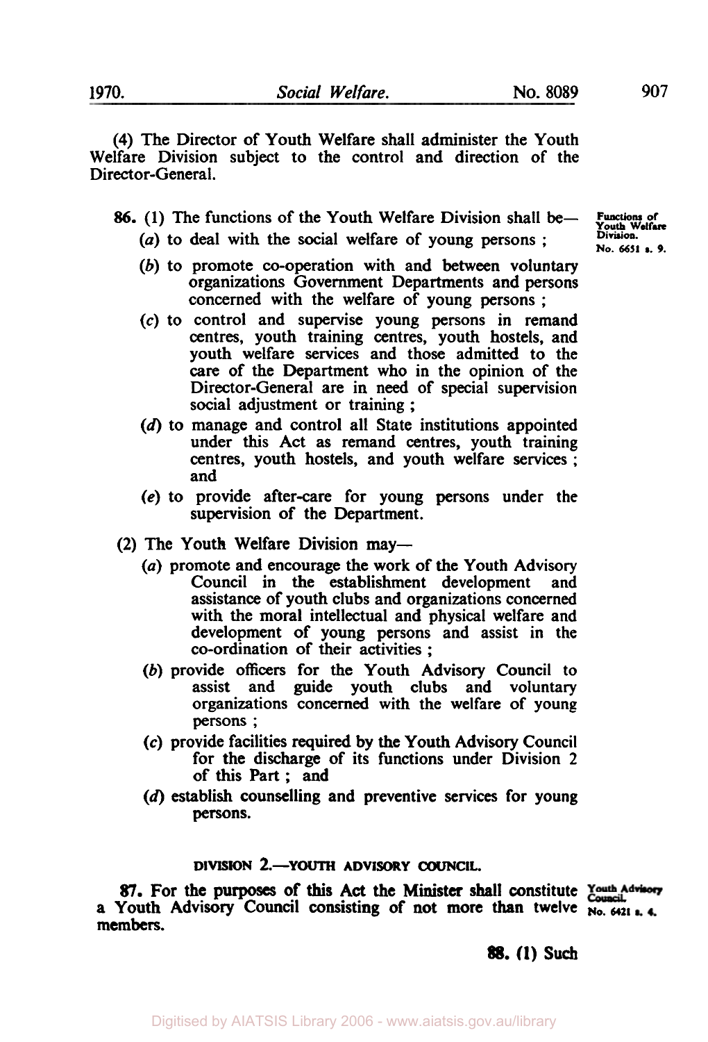(4) The Director of Youth Welfare shall administer the Youth Welfare Division subject to the control and direction of the Director-General.

**86.** (1) The functions of the Youth Welfare Division shall be—

*Functions of Youth Welfare Division. No. 6651 s. 9.*

(*a*) to deal with the social welfare of young persons ;

(*b*) to promote co-operation with and between voluntary organizations Government Departments and persons concerned with the welfare of young persons ;

(*c*) to control and supervise young persons in remand centres, youth training centres, youth hostels, and youth welfare services and those admitted to the care of the Department who in the opinion of the Director-General are in need of special supervision social adjustment or training ;

(*d*) to manage and control all State institutions appointed under this Act as remand centres, youth training centres, youth hostels, and youth welfare services ; and

(*e*) to provide after-care for young persons under the supervision of the Department.

(2) The Youth Welfare Division may—

(*a*) promote and encourage the work of the Youth Advisory Council in the establishment development and assistance of youth clubs and organizations concerned with the moral intellectual and physical welfare and development of young persons and assist in the co-ordination of their activities ;

(*b*) provide officers for the Youth Advisory Council to assist and guide youth clubs and voluntary organizations concerned with the welfare of young persons ;

(*c*) provide facilities required by the Youth Advisory Council for the discharge of its functions under Division 2 of this Part ; and

(*d*) establish counselling and preventive services for young persons.

## DIVISION 2.—YOUTH ADVISORY COUNCIL.

**87.** For the purposes of this Act the Minister shall constitute a Youth Advisory Council consisting of not more than twelve members.

*Youth Advisory Council. No. 6421 s. 4.*

**88.** (1) Such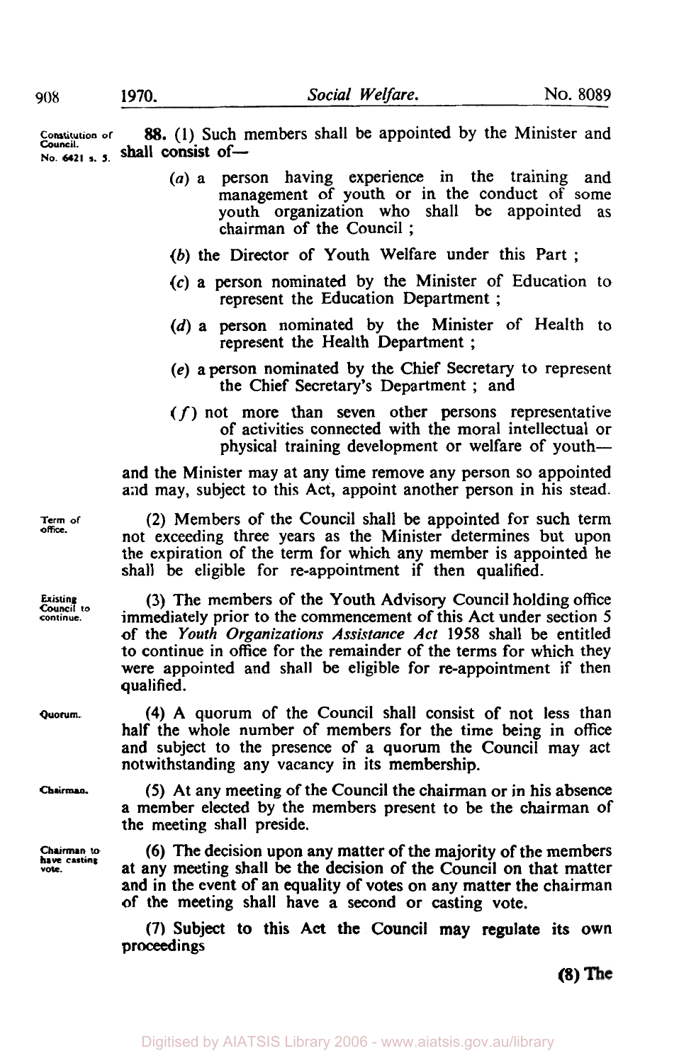Constitution of Council. No. 6421 s. 5.

**88.** (1) Such members shall be appointed by the Minister and shall consist of—

(*a*) a person having experience in the training and management of youth or in the conduct of some youth organization who shall be appointed as chairman of the Council ;

(*b*) the Director of Youth Welfare under this Part ;

(*c*) a person nominated by the Minister of Education to represent the Education Department ;

(*d*) a person nominated by the Minister of Health to represent the Health Department ;

(*e*) a person nominated by the Chief Secretary to represent the Chief Secretary's Department ; and

(*f*) not more than seven other persons representative of activities connected with the moral intellectual or physical training development or welfare of youth—

and the Minister may at any time remove any person so appointed and may, subject to this Act, appoint another person in his stead.

Term of office.

(2) Members of the Council shall be appointed for such term not exceeding three years as the Minister determines but upon the expiration of the term for which any member is appointed he shall be eligible for re-appointment if then qualified.

Existing Council to continue.

(3) The members of the Youth Advisory Council holding office immediately prior to the commencement of this Act under section 5 of the *Youth Organizations Assistance Act* 1958 shall be entitled to continue in office for the remainder of the terms for which they were appointed and shall be eligible for re-appointment if then qualified.

Quorum.

(4) A quorum of the Council shall consist of not less than half the whole number of members for the time being in office and subject to the presence of a quorum the Council may act notwithstanding any vacancy in its membership.

Chairman.

(5) At any meeting of the Council the chairman or in his absence a member elected by the members present to be the chairman of the meeting shall preside.

Chairman to have casting vote.

(6) The decision upon any matter of the majority of the members at any meeting shall be the decision of the Council on that matter and in the event of an equality of votes on any matter the chairman of the meeting shall have a second or casting vote.

(7) Subject to this Act the Council may regulate its own proceedings

(8) The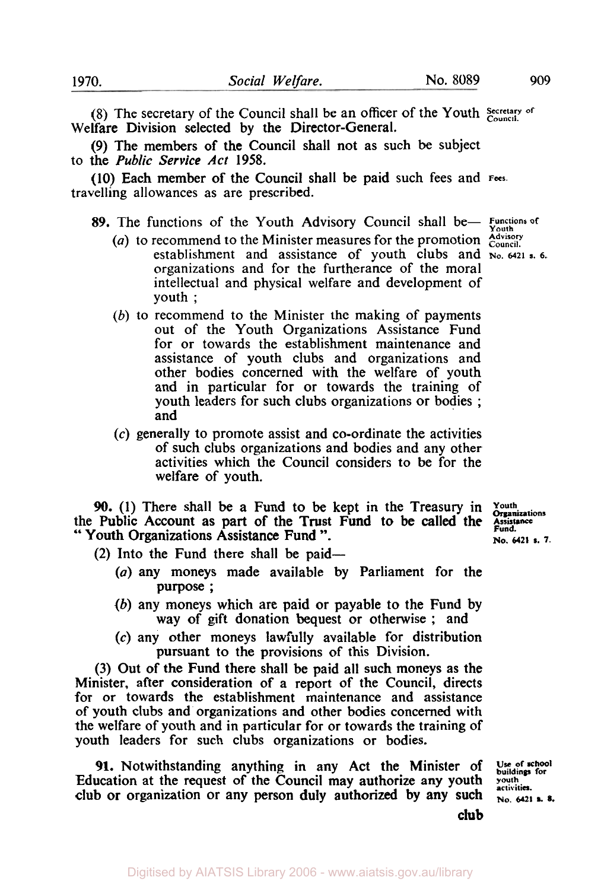(8) The secretary of the Council shall be an officer of the Youth Welfare Division selected by the Director-General. Secretary of Council.

(9) The members of the Council shall not as such be subject to the *Public Service Act* 1958.

(10) Each member of the Council shall be paid such fees and travelling allowances as are prescribed. Fees.

**89.** The functions of the Youth Advisory Council shall be— Functions of Youth Advisory Council. No. 6421 s. 6.

(*a*) to recommend to the Minister measures for the promotion establishment and assistance of youth clubs and organizations and for the furtherance of the moral intellectual and physical welfare and development of youth ;

(*b*) to recommend to the Minister the making of payments out of the Youth Organizations Assistance Fund for or towards the establishment maintenance and assistance of youth clubs and organizations and other bodies concerned with the welfare of youth and in particular for or towards the training of youth leaders for such clubs organizations or bodies ; and

(*c*) generally to promote assist and co-ordinate the activities of such clubs organizations and bodies and any other activities which the Council considers to be for the welfare of youth.

**90.** (1) There shall be a Fund to be kept in the Treasury in the Public Account as part of the Trust Fund to be called the "Youth Organizations Assistance Fund". Youth Organizations Assistance Fund. No. 6421 s. 7.

(2) Into the Fund there shall be paid—

(*a*) any moneys made available by Parliament for the purpose ;

(*b*) any moneys which are paid or payable to the Fund by way of gift donation bequest or otherwise ; and

(*c*) any other moneys lawfully available for distribution pursuant to the provisions of this Division.

(3) Out of the Fund there shall be paid all such moneys as the Minister, after consideration of a report of the Council, directs for or towards the establishment maintenance and assistance of youth clubs and organizations and other bodies concerned with the welfare of youth and in particular for or towards the training of youth leaders for such clubs organizations or bodies.

**91.** Notwithstanding anything in any Act the Minister of Education at the request of the Council may authorize any youth club or organization or any person duly authorized by any such club Use of school buildings for youth activities. No. 6421 s. 8.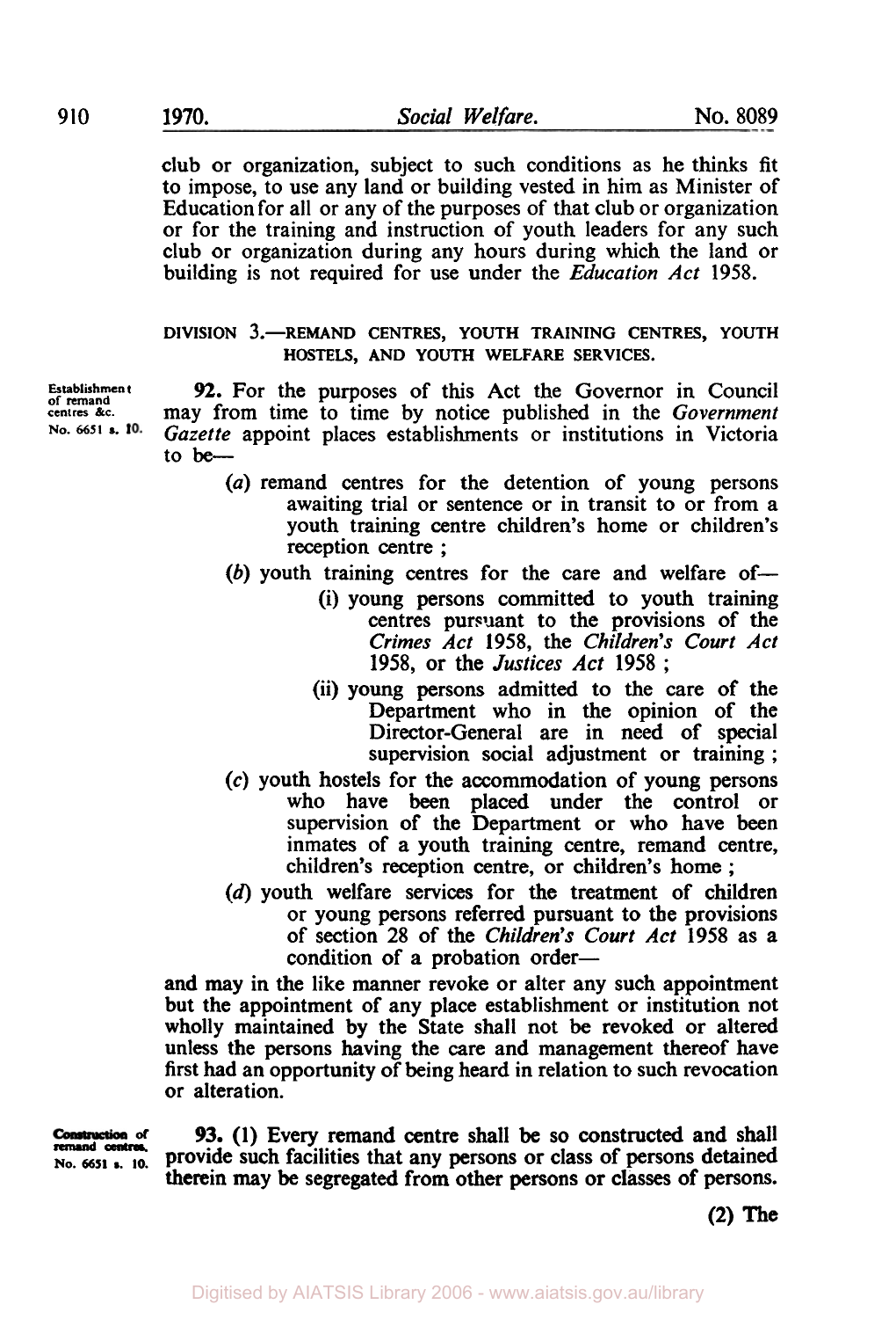club or organization, subject to such conditions as he thinks fit to impose, to use any land or building vested in him as Minister of Education for all or any of the purposes of that club or organization or for the training and instruction of youth leaders for any such club or organization during any hours during which the land or building is not required for use under the *Education Act* 1958.

DIVISION 3.—REMAND CENTRES, YOUTH TRAINING CENTRES, YOUTH HOSTELS, AND YOUTH WELFARE SERVICES.

Establishment of remand centres &c. No. 6651 s. 10.

**92.** For the purposes of this Act the Governor in Council may from time to time by notice published in the *Government Gazette* appoint places establishments or institutions in Victoria to be—

(*a*) remand centres for the detention of young persons awaiting trial or sentence or in transit to or from a youth training centre children's home or children's reception centre ;

(*b*) youth training centres for the care and welfare of—

(i) young persons committed to youth training centres pursuant to the provisions of the *Crimes Act* 1958, the *Children's Court Act* 1958, or the *Justices Act* 1958 ;

(ii) young persons admitted to the care of the Department who in the opinion of the Director-General are in need of special supervision social adjustment or training ;

(*c*) youth hostels for the accommodation of young persons who have been placed under the control or supervision of the Department or who have been inmates of a youth training centre, remand centre, children's reception centre, or children's home ;

(*d*) youth welfare services for the treatment of children or young persons referred pursuant to the provisions of section 28 of the *Children's Court Act* 1958 as a condition of a probation order—

and may in the like manner revoke or alter any such appointment but the appointment of any place establishment or institution not wholly maintained by the State shall not be revoked or altered unless the persons having the care and management thereof have first had an opportunity of being heard in relation to such revocation or alteration.

Construction of remand centres. No. 6651 s. 10.

**93.** (1) Every remand centre shall be so constructed and shall provide such facilities that any persons or class of persons detained therein may be segregated from other persons or classes of persons.

(2) The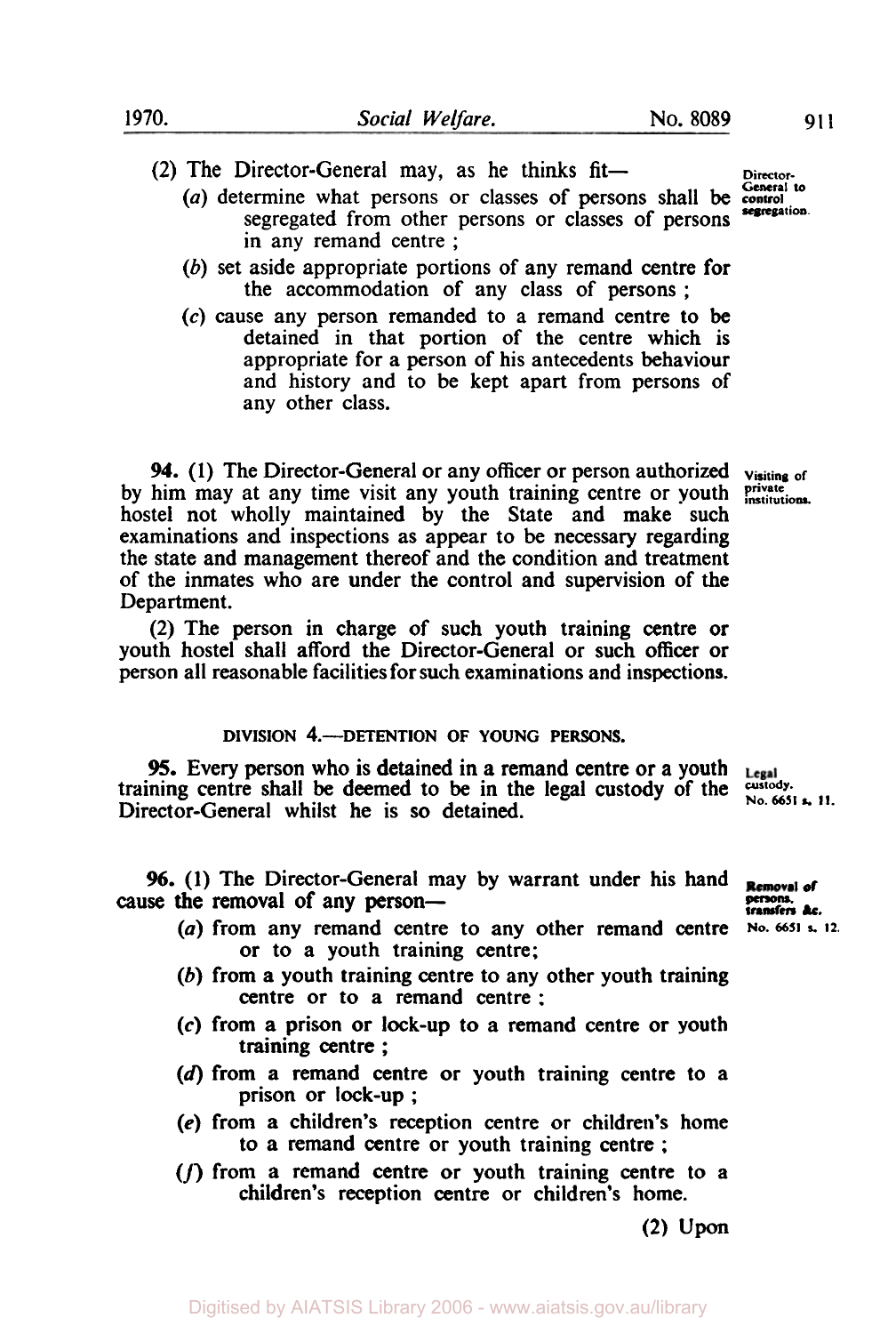(2) The Director-General may, as he thinks fit—

*Director-General to control segregation.*

(*a*) determine what persons or classes of persons shall be segregated from other persons or classes of persons in any remand centre ;

(*b*) set aside appropriate portions of any remand centre for the accommodation of any class of persons ;

(*c*) cause any person remanded to a remand centre to be detained in that portion of the centre which is appropriate for a person of his antecedents behaviour and history and to be kept apart from persons of any other class.

*Visiting of private institutions.*

**94.** (1) The Director-General or any officer or person authorized by him may at any time visit any youth training centre or youth hostel not wholly maintained by the State and make such examinations and inspections as appear to be necessary regarding the state and management thereof and the condition and treatment of the inmates who are under the control and supervision of the Department.

(2) The person in charge of such youth training centre or youth hostel shall afford the Director-General or such officer or person all reasonable facilities for such examinations and inspections.

DIVISION 4.—DETENTION OF YOUNG PERSONS.

*Legal custody. No. 6651 s. 11.*

**95.** Every person who is detained in a remand centre or a youth training centre shall be deemed to be in the legal custody of the Director-General whilst he is so detained.

*Removal of persons, transfers &c. No. 6651 s. 12.*

**96.** (1) The Director-General may by warrant under his hand cause the removal of any person—

(*a*) from any remand centre to any other remand centre or to a youth training centre;

(*b*) from a youth training centre to any other youth training centre or to a remand centre ;

(*c*) from a prison or lock-up to a remand centre or youth training centre ;

(*d*) from a remand centre or youth training centre to a prison or lock-up ;

(*e*) from a children's reception centre or children's home to a remand centre or youth training centre ;

(*f*) from a remand centre or youth training centre to a children's reception centre or children's home.

(2) Upon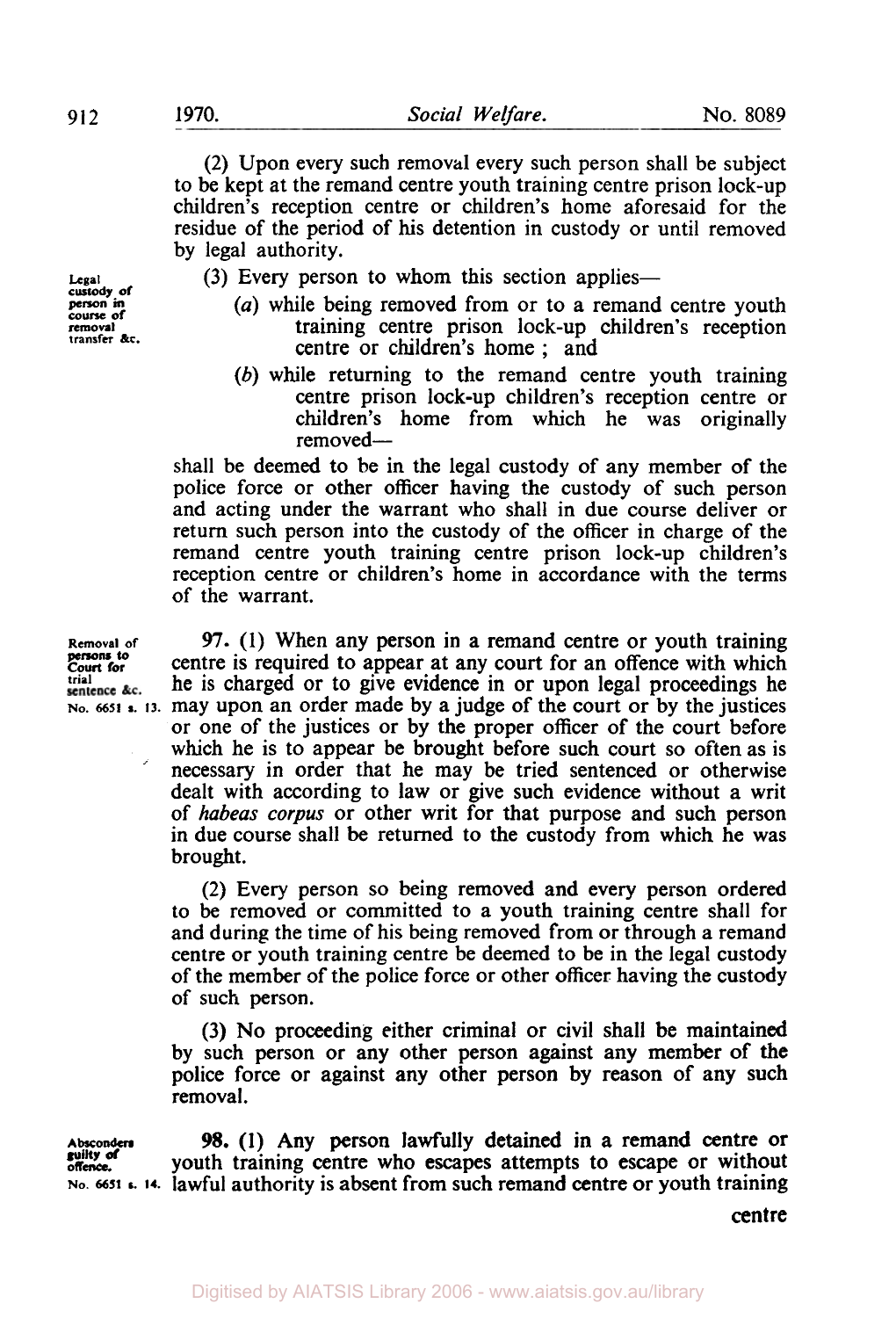(2) Upon every such removal every such person shall be subject to be kept at the remand centre youth training centre prison lock-up children's reception centre or children's home aforesaid for the residue of the period of his detention in custody or until removed by legal authority.

Legal custody of person in course of removal transfer &c.

(3) Every person to whom this section applies—

(*a*) while being removed from or to a remand centre youth training centre prison lock-up children's reception centre or children's home ; and

(*b*) while returning to the remand centre youth training centre prison lock-up children's reception centre or children's home from which he was originally removed—

shall be deemed to be in the legal custody of any member of the police force or other officer having the custody of such person and acting under the warrant who shall in due course deliver or return such person into the custody of the officer in charge of the remand centre youth training centre prison lock-up children's reception centre or children's home in accordance with the terms of the warrant.

Removal of persons to Court for trial sentence &c. No. 6651 s. 13.

**97.** (1) When any person in a remand centre or youth training centre is required to appear at any court for an offence with which he is charged or to give evidence in or upon legal proceedings he may upon an order made by a judge of the court or by the justices or one of the justices or by the proper officer of the court before which he is to appear be brought before such court so often as is necessary in order that he may be tried sentenced or otherwise dealt with according to law or give such evidence without a writ of *habeas corpus* or other writ for that purpose and such person in due course shall be returned to the custody from which he was brought.

(2) Every person so being removed and every person ordered to be removed or committed to a youth training centre shall for and during the time of his being removed from or through a remand centre or youth training centre be deemed to be in the legal custody of the member of the police force or other officer having the custody of such person.

(3) No proceeding either criminal or civil shall be maintained by such person or any other person against any member of the police force or against any other person by reason of any such removal.

Absconders guilty of offence. No. 6651 s. 14.

**98.** (1) Any person lawfully detained in a remand centre or youth training centre who escapes attempts to escape or without lawful authority is absent from such remand centre or youth training centre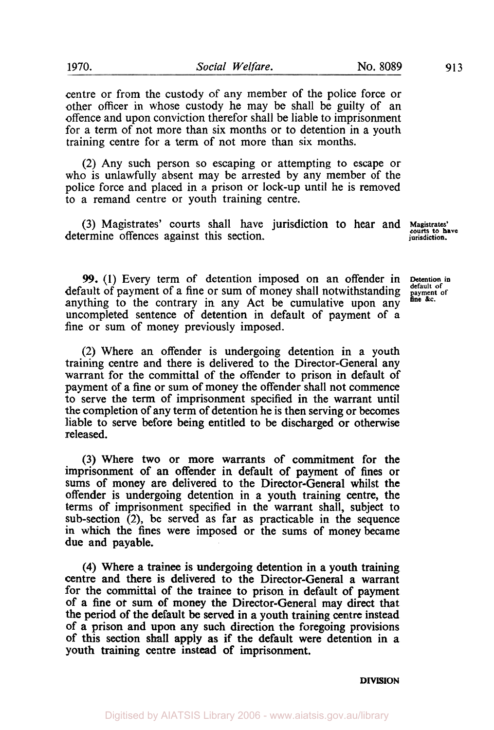centre or from the custody of any member of the police force or other officer in whose custody he may be shall be guilty of an offence and upon conviction therefor shall be liable to imprisonment for a term of not more than six months or to detention in a youth training centre for a term of not more than six months.

(2) Any such person so escaping or attempting to escape or who is unlawfully absent may be arrested by any member of the police force and placed in a prison or lock-up until he is removed to a remand centre or youth training centre.

(3) Magistrates' courts shall have jurisdiction to hear and determine offences against this section.

*Magistrates' courts to have jurisdiction.*

**99.** (1) Every term of detention imposed on an offender in default of payment of a fine or sum of money shall notwithstanding anything to the contrary in any Act be cumulative upon any uncompleted sentence of detention in default of payment of a fine or sum of money previously imposed.

*Detention in default of payment of fine &c.*

(2) Where an offender is undergoing detention in a youth training centre and there is delivered to the Director-General any warrant for the committal of the offender to prison in default of payment of a fine or sum of money the offender shall not commence to serve the term of imprisonment specified in the warrant until the completion of any term of detention he is then serving or becomes liable to serve before being entitled to be discharged or otherwise released.

(3) Where two or more warrants of commitment for the imprisonment of an offender in default of payment of fines or sums of money are delivered to the Director-General whilst the offender is undergoing detention in a youth training centre, the terms of imprisonment specified in the warrant shall, subject to sub-section (2), be served as far as practicable in the sequence in which the fines were imposed or the sums of money became due and payable.

(4) Where a trainee is undergoing detention in a youth training centre and there is delivered to the Director-General a warrant for the committal of the trainee to prison in default of payment of a fine or sum of money the Director-General may direct that the period of the default be served in a youth training centre instead of a prison and upon any such direction the foregoing provisions of this section shall apply as if the default were detention in a youth training centre instead of imprisonment.

DIVISION